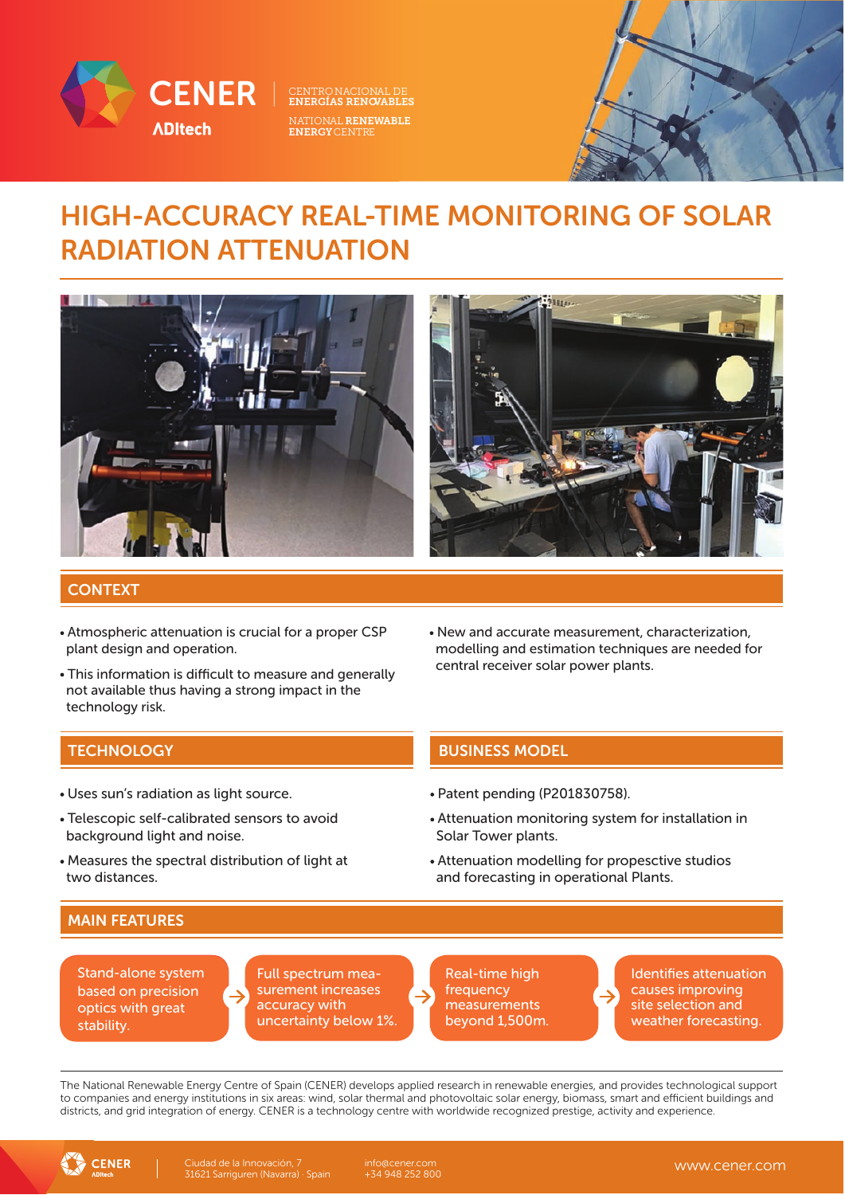CENER ADItech

CENTRO NACIONAL DE ENERGÍAS RENOVABLES
NATIONAL RENEWABLE ENERGY CENTRE

# HIGH-ACCURACY REAL-TIME MONITORING OF SOLAR RADIATION ATTENUATION

## CONTEXT

- Atmospheric attenuation is crucial for a proper CSP plant design and operation.
- This information is difficult to measure and generally not available thus having a strong impact in the technology risk.
- New and accurate measurement, characterization, modelling and estimation techniques are needed for central receiver solar power plants.

## TECHNOLOGY

- Uses sun's radiation as light source.
- Telescopic self-calibrated sensors to avoid background light and noise.
- Measures the spectral distribution of light at two distances.

## BUSINESS MODEL

- Patent pending (P201830758).
- Attenuation monitoring system for installation in Solar Tower plants.
- Attenuation modelling for propesctive studios and forecasting in operational Plants.

## MAIN FEATURES

- Stand-alone system based on precision optics with great stability.
- Full spectrum measurement increases accuracy with uncertainty below 1%.
- Real-time high frequency measurements beyond 1,500m.
- Identifies attenuation causes improving site selection and weather forecasting.

The National Renewable Energy Centre of Spain (CENER) develops applied research in renewable energies, and provides technological support to companies and energy institutions in six areas: wind, solar thermal and photovoltaic solar energy, biomass, smart and efficient buildings and districts, and grid integration of energy. CENER is a technology centre with worldwide recognized prestige, activity and experience.

CENER ADItech | Ciudad de la Innovación, 7 31621 Sarriguren (Navarra) · Spain | info@cener.com +34 948 252 800 | www.cener.com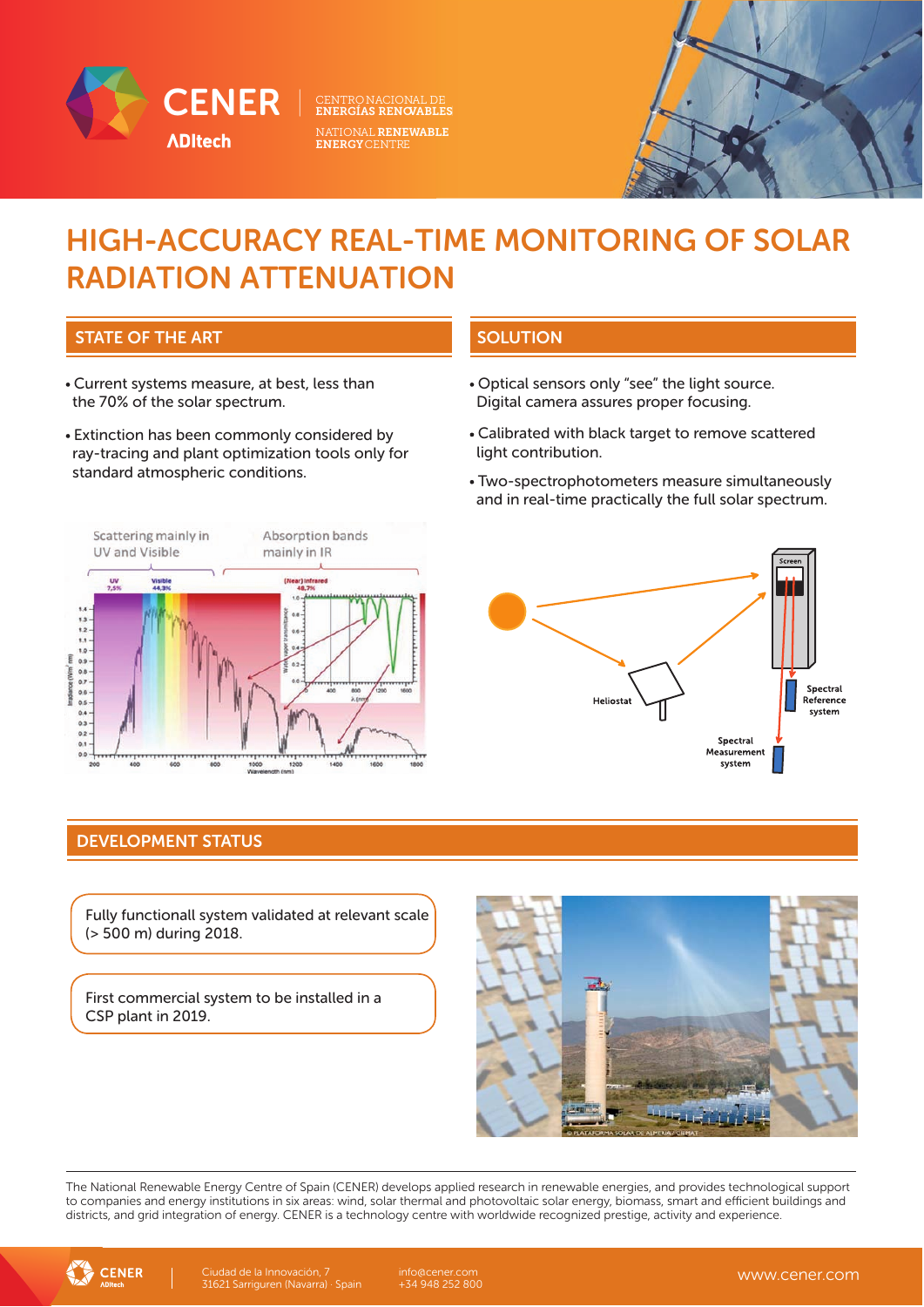CENER

ADItech

CENTRO NACIONAL DE ENERGÍAS RENOVABLES

NATIONAL RENEWABLE ENERGY CENTRE

# HIGH-ACCURACY REAL-TIME MONITORING OF SOLAR RADIATION ATTENUATION

## STATE OF THE ART

- Current systems measure, at best, less than the 70% of the solar spectrum.
- Extinction has been commonly considered by ray-tracing and plant optimization tools only for standard atmospheric conditions.

Scattering mainly in UV and Visible

Absorption bands mainly in IR

UV 7,5%

Visible 44,3%

(Near) Infrared 48,7%

Irradiance (W/m² nm)

Water vapor transmittance

λ (nm)

Wavelength (nm)

## SOLUTION

- Optical sensors only "see" the light source. Digital camera assures proper focusing.
- Calibrated with black target to remove scattered light contribution.
- Two-spectrophotometers measure simultaneously and in real-time practically the full solar spectrum.

Screen

Heliostat

Spectral Reference system

Spectral Measurement system

## DEVELOPMENT STATUS

Fully functionall system validated at relevant scale (> 500 m) during 2018.

First commercial system to be installed in a CSP plant in 2019.

© PLATAFORMA SOLAR DE ALMERÍA / CIEMAT

The National Renewable Energy Centre of Spain (CENER) develops applied research in renewable energies, and provides technological support to companies and energy institutions in six areas: wind, solar thermal and photovoltaic solar energy, biomass, smart and efficient buildings and districts, and grid integration of energy. CENER is a technology centre with worldwide recognized prestige, activity and experience.

CENER ADItech | Ciudad de la Innovación, 7 31621 Sarriguren (Navarra) · Spain | info@cener.com +34 948 252 800 | www.cener.com